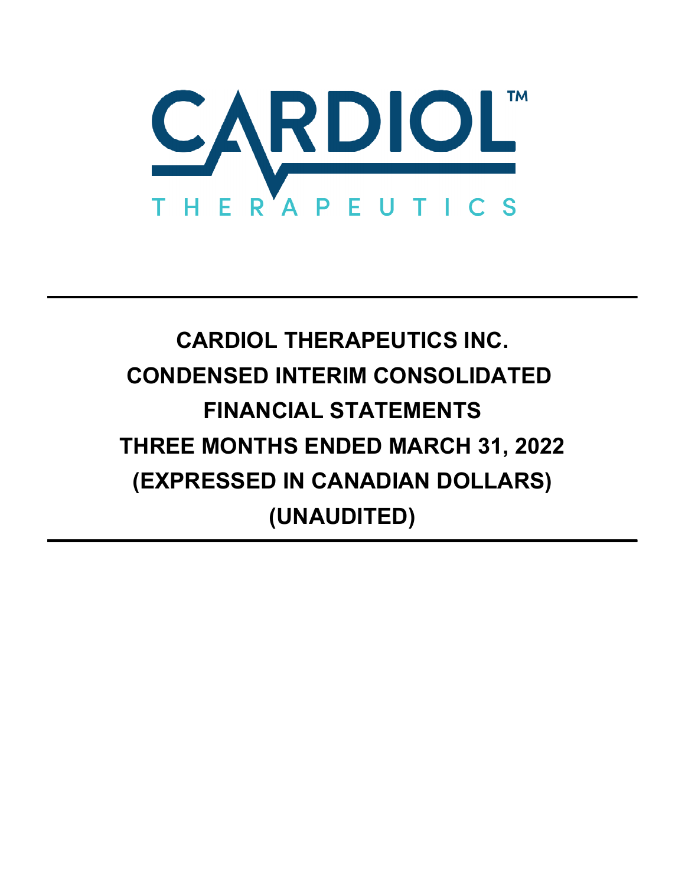CARDIOL™

THERAPEUTICS

# CARDIOL THERAPEUTICS INC.
# CONDENSED INTERIM CONSOLIDATED FINANCIAL STATEMENTS
# THREE MONTHS ENDED MARCH 31, 2022
# (EXPRESSED IN CANADIAN DOLLARS)
# (UNAUDITED)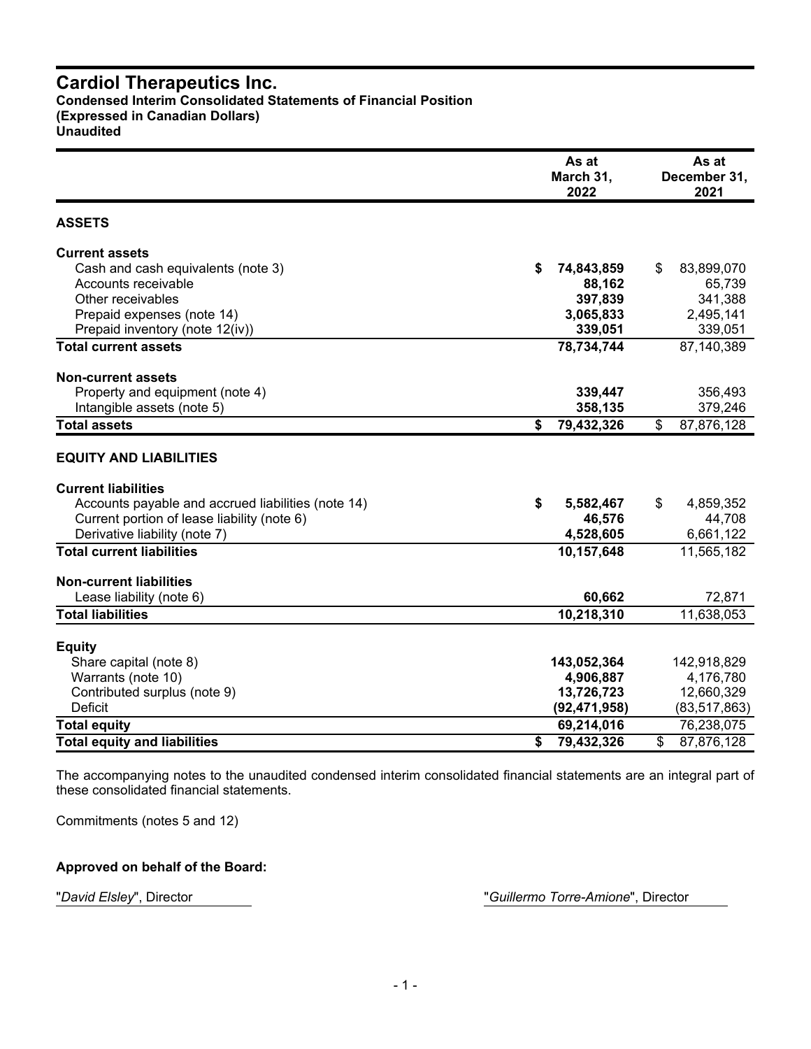# Cardiol Therapeutics Inc.

**Condensed Interim Consolidated Statements of Financial Position**
**(Expressed in Canadian Dollars)**
**Unaudited**

| | As at March 31, 2022 | As at December 31, 2021 |
|---|---|---|
| **ASSETS** | | |
| **Current assets** | | |
| Cash and cash equivalents (note 3) | **$ 74,843,859** | $ 83,899,070 |
| Accounts receivable | **88,162** | 65,739 |
| Other receivables | **397,839** | 341,388 |
| Prepaid expenses (note 14) | **3,065,833** | 2,495,141 |
| Prepaid inventory (note 12(iv)) | **339,051** | 339,051 |
| **Total current assets** | **78,734,744** | 87,140,389 |
| **Non-current assets** | | |
| Property and equipment (note 4) | **339,447** | 356,493 |
| Intangible assets (note 5) | **358,135** | 379,246 |
| **Total assets** | **$ 79,432,326** | $ 87,876,128 |
| **EQUITY AND LIABILITIES** | | |
| **Current liabilities** | | |
| Accounts payable and accrued liabilities (note 14) | **$ 5,582,467** | $ 4,859,352 |
| Current portion of lease liability (note 6) | **46,576** | 44,708 |
| Derivative liability (note 7) | **4,528,605** | 6,661,122 |
| **Total current liabilities** | **10,157,648** | 11,565,182 |
| **Non-current liabilities** | | |
| Lease liability (note 6) | **60,662** | 72,871 |
| **Total liabilities** | **10,218,310** | 11,638,053 |
| **Equity** | | |
| Share capital (note 8) | **143,052,364** | 142,918,829 |
| Warrants (note 10) | **4,906,887** | 4,176,780 |
| Contributed surplus (note 9) | **13,726,723** | 12,660,329 |
| Deficit | **(92,471,958)** | (83,517,863) |
| **Total equity** | **69,214,016** | 76,238,075 |
| **Total equity and liabilities** | **$ 79,432,326** | $ 87,876,128 |

The accompanying notes to the unaudited condensed interim consolidated financial statements are an integral part of these consolidated financial statements.

Commitments (notes 5 and 12)

**Approved on behalf of the Board:**

"*David Elsley*", Director

"*Guillermo Torre-Amione*", Director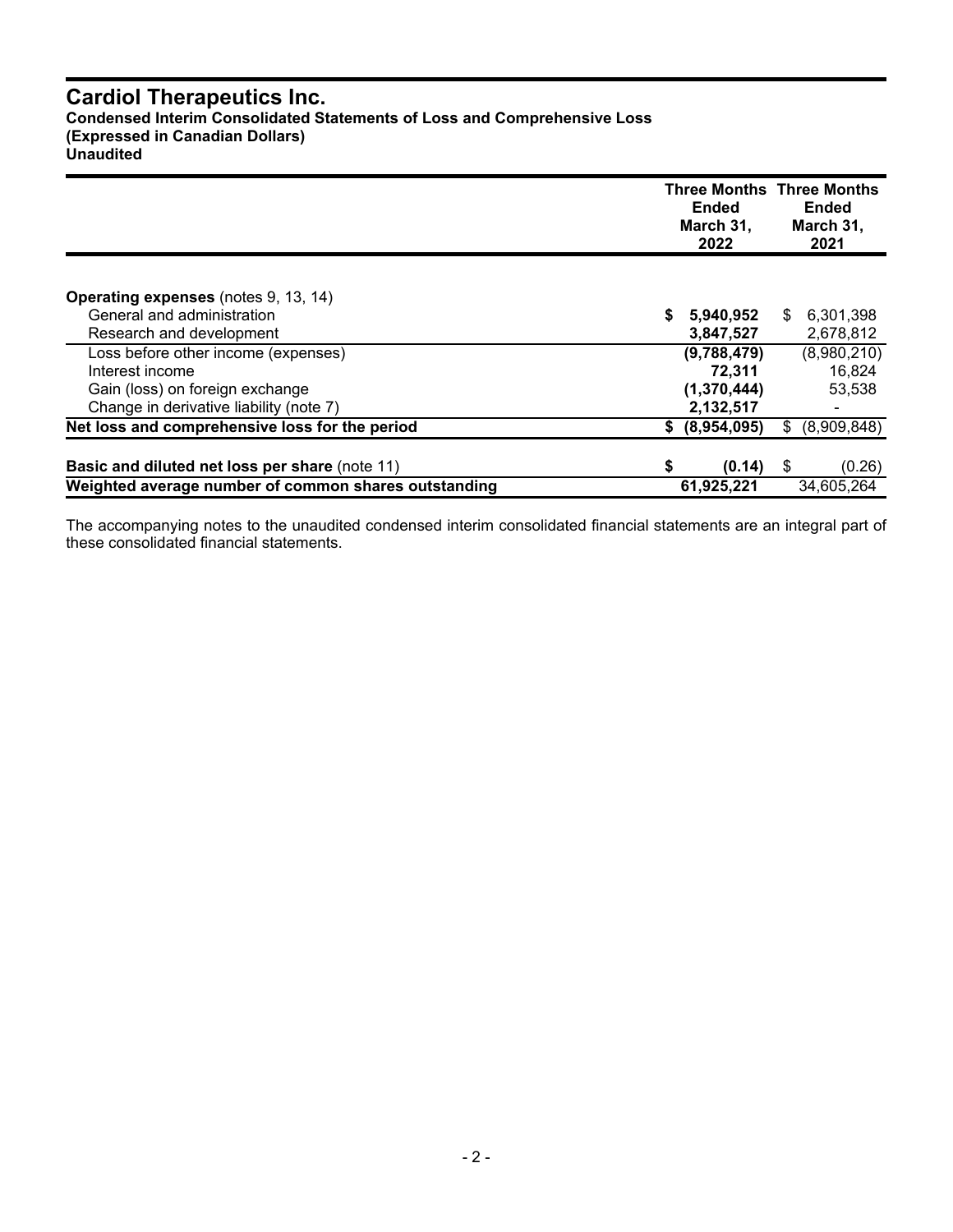# Cardiol Therapeutics Inc.

**Condensed Interim Consolidated Statements of Loss and Comprehensive Loss**
**(Expressed in Canadian Dollars)**
**Unaudited**

| | Three Months Ended March 31, 2022 | Three Months Ended March 31, 2021 |
|---|---|---|
| **Operating expenses** (notes 9, 13, 14) | | |
| General and administration | **$ 5,940,952** | $ 6,301,398 |
| Research and development | **3,847,527** | 2,678,812 |
| Loss before other income (expenses) | **(9,788,479)** | (8,980,210) |
| Interest income | **72,311** | 16,824 |
| Gain (loss) on foreign exchange | **(1,370,444)** | 53,538 |
| Change in derivative liability (note 7) | **2,132,517** | - |
| **Net loss and comprehensive loss for the period** | **$ (8,954,095)** | $ (8,909,848) |
| **Basic and diluted net loss per share** (note 11) | **$ (0.14)** | $ (0.26) |
| **Weighted average number of common shares outstanding** | **61,925,221** | 34,605,264 |

The accompanying notes to the unaudited condensed interim consolidated financial statements are an integral part of these consolidated financial statements.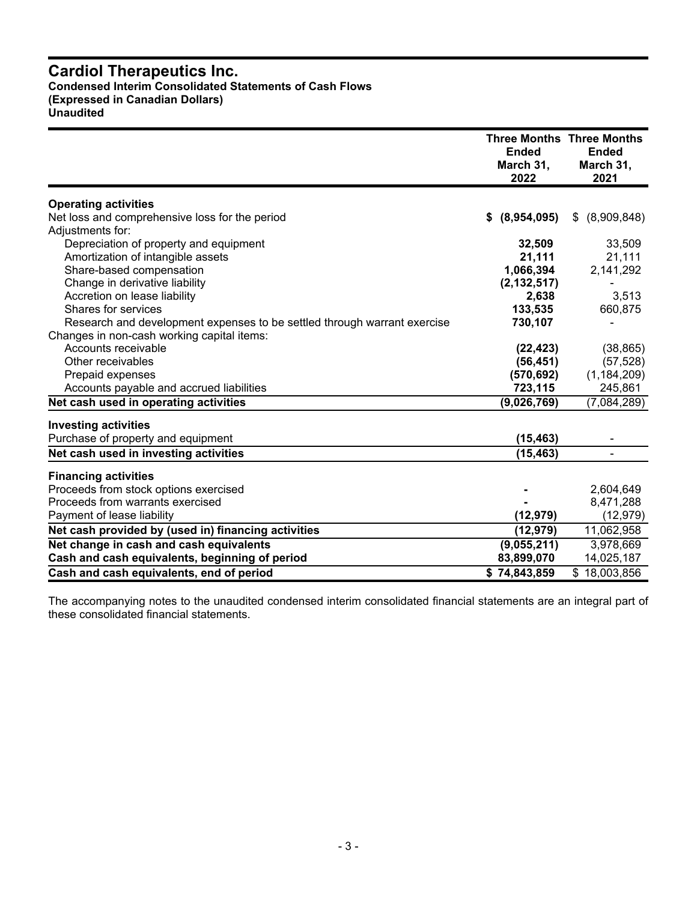# Cardiol Therapeutics Inc.

**Condensed Interim Consolidated Statements of Cash Flows**
**(Expressed in Canadian Dollars)**
**Unaudited**

| | Three Months Ended March 31, 2022 | Three Months Ended March 31, 2021 |
|---|---|---|
| **Operating activities** | | |
| Net loss and comprehensive loss for the period | **$ (8,954,095)** | $ (8,909,848) |
| Adjustments for: | | |
| Depreciation of property and equipment | **32,509** | 33,509 |
| Amortization of intangible assets | **21,111** | 21,111 |
| Share-based compensation | **1,066,394** | 2,141,292 |
| Change in derivative liability | **(2,132,517)** | - |
| Accretion on lease liability | **2,638** | 3,513 |
| Shares for services | **133,535** | 660,875 |
| Research and development expenses to be settled through warrant exercise | **730,107** | - |
| Changes in non-cash working capital items: | | |
| Accounts receivable | **(22,423)** | (38,865) |
| Other receivables | **(56,451)** | (57,528) |
| Prepaid expenses | **(570,692)** | (1,184,209) |
| Accounts payable and accrued liabilities | **723,115** | 245,861 |
| **Net cash used in operating activities** | **(9,026,769)** | (7,084,289) |
| **Investing activities** | | |
| Purchase of property and equipment | **(15,463)** | - |
| **Net cash used in investing activities** | **(15,463)** | - |
| **Financing activities** | | |
| Proceeds from stock options exercised | **-** | 2,604,649 |
| Proceeds from warrants exercised | **-** | 8,471,288 |
| Payment of lease liability | **(12,979)** | (12,979) |
| **Net cash provided by (used in) financing activities** | **(12,979)** | 11,062,958 |
| **Net change in cash and cash equivalents** | **(9,055,211)** | 3,978,669 |
| **Cash and cash equivalents, beginning of period** | **83,899,070** | 14,025,187 |
| **Cash and cash equivalents, end of period** | **$ 74,843,859** | $ 18,003,856 |

The accompanying notes to the unaudited condensed interim consolidated financial statements are an integral part of these consolidated financial statements.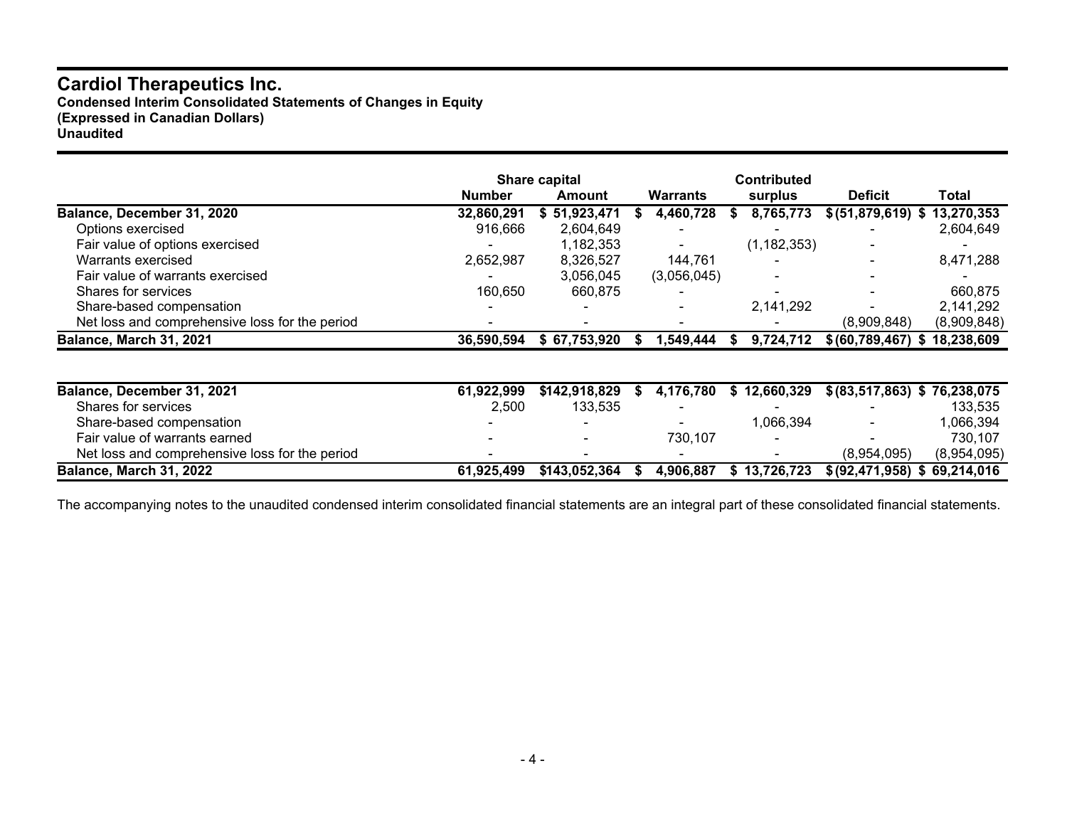# Cardiol Therapeutics Inc.

**Condensed Interim Consolidated Statements of Changes in Equity**
**(Expressed in Canadian Dollars)**
**Unaudited**

| | Share capital | | | Contributed | | |
|---|---|---|---|---|---|---|
| | Number | Amount | Warrants | surplus | Deficit | Total |
| **Balance, December 31, 2020** | **32,860,291** | **$ 51,923,471** | **$ 4,460,728** | **$ 8,765,773** | **$ (51,879,619)** | **$ 13,270,353** |
| Options exercised | 916,666 | 2,604,649 | - | - | - | 2,604,649 |
| Fair value of options exercised | - | 1,182,353 | - | (1,182,353) | - | - |
| Warrants exercised | 2,652,987 | 8,326,527 | 144,761 | - | - | 8,471,288 |
| Fair value of warrants exercised | - | 3,056,045 | (3,056,045) | - | - | - |
| Shares for services | 160,650 | 660,875 | - | - | - | 660,875 |
| Share-based compensation | - | - | - | 2,141,292 | - | 2,141,292 |
| Net loss and comprehensive loss for the period | - | - | - | - | (8,909,848) | (8,909,848) |
| **Balance, March 31, 2021** | **36,590,594** | **$ 67,753,920** | **$ 1,549,444** | **$ 9,724,712** | **$ (60,789,467)** | **$ 18,238,609** |
| | | | | | | |
| **Balance, December 31, 2021** | **61,922,999** | **$142,918,829** | **$ 4,176,780** | **$ 12,660,329** | **$ (83,517,863)** | **$ 76,238,075** |
| Shares for services | 2,500 | 133,535 | - | - | - | 133,535 |
| Share-based compensation | - | - | - | 1,066,394 | - | 1,066,394 |
| Fair value of warrants earned | - | - | 730,107 | - | - | 730,107 |
| Net loss and comprehensive loss for the period | - | - | - | - | (8,954,095) | (8,954,095) |
| **Balance, March 31, 2022** | **61,925,499** | **$143,052,364** | **$ 4,906,887** | **$ 13,726,723** | **$ (92,471,958)** | **$ 69,214,016** |

The accompanying notes to the unaudited condensed interim consolidated financial statements are an integral part of these consolidated financial statements.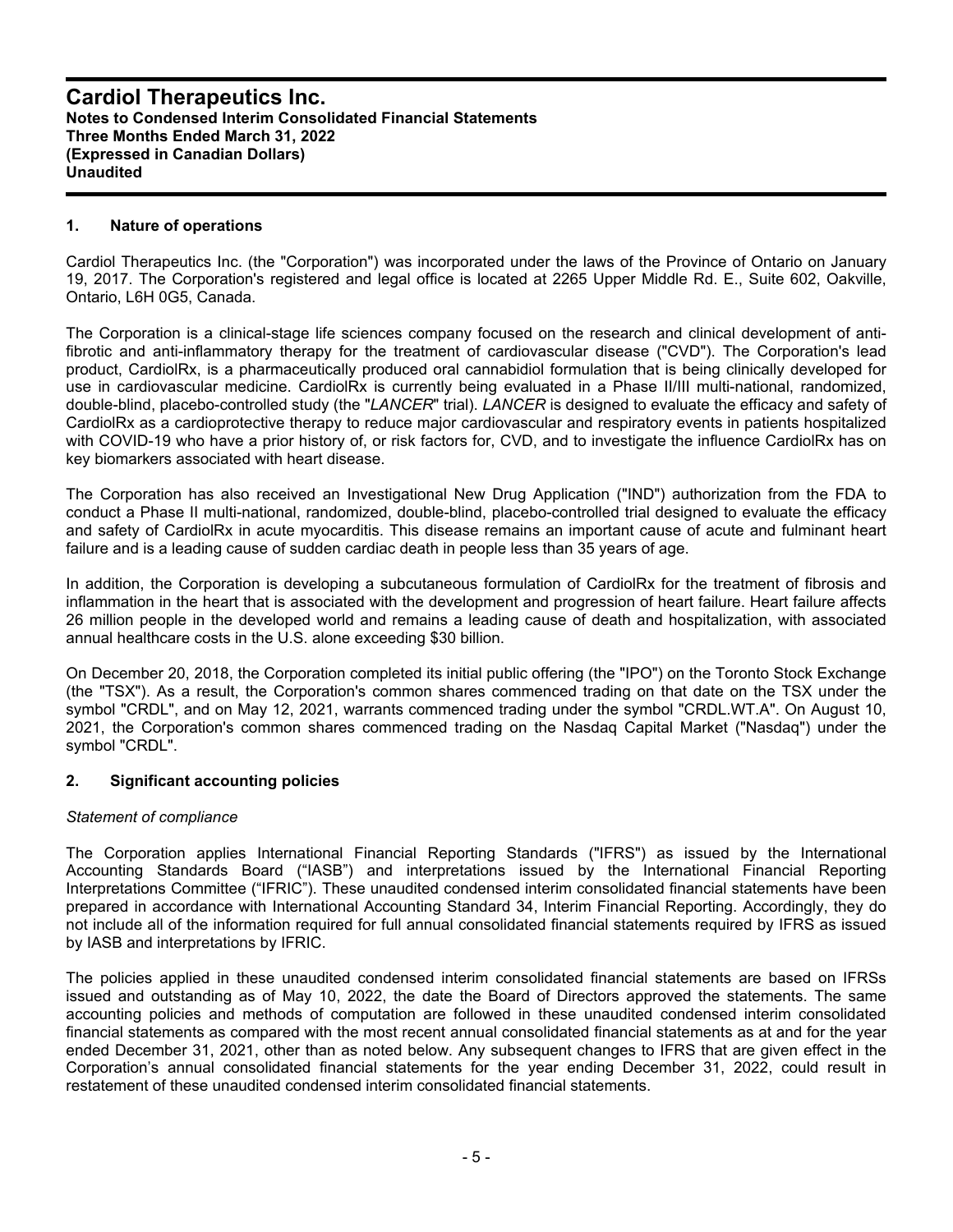## 1. Nature of operations

Cardiol Therapeutics Inc. (the "Corporation") was incorporated under the laws of the Province of Ontario on January 19, 2017. The Corporation's registered and legal office is located at 2265 Upper Middle Rd. E., Suite 602, Oakville, Ontario, L6H 0G5, Canada.

The Corporation is a clinical-stage life sciences company focused on the research and clinical development of anti-fibrotic and anti-inflammatory therapy for the treatment of cardiovascular disease ("CVD"). The Corporation's lead product, CardiolRx, is a pharmaceutically produced oral cannabidiol formulation that is being clinically developed for use in cardiovascular medicine. CardiolRx is currently being evaluated in a Phase II/III multi-national, randomized, double-blind, placebo-controlled study (the "*LANCER*" trial). *LANCER* is designed to evaluate the efficacy and safety of CardiolRx as a cardioprotective therapy to reduce major cardiovascular and respiratory events in patients hospitalized with COVID-19 who have a prior history of, or risk factors for, CVD, and to investigate the influence CardiolRx has on key biomarkers associated with heart disease.

The Corporation has also received an Investigational New Drug Application ("IND") authorization from the FDA to conduct a Phase II multi-national, randomized, double-blind, placebo-controlled trial designed to evaluate the efficacy and safety of CardiolRx in acute myocarditis. This disease remains an important cause of acute and fulminant heart failure and is a leading cause of sudden cardiac death in people less than 35 years of age.

In addition, the Corporation is developing a subcutaneous formulation of CardiolRx for the treatment of fibrosis and inflammation in the heart that is associated with the development and progression of heart failure. Heart failure affects 26 million people in the developed world and remains a leading cause of death and hospitalization, with associated annual healthcare costs in the U.S. alone exceeding $30 billion.

On December 20, 2018, the Corporation completed its initial public offering (the "IPO") on the Toronto Stock Exchange (the "TSX"). As a result, the Corporation's common shares commenced trading on that date on the TSX under the symbol "CRDL", and on May 12, 2021, warrants commenced trading under the symbol "CRDL.WT.A". On August 10, 2021, the Corporation's common shares commenced trading on the Nasdaq Capital Market ("Nasdaq") under the symbol "CRDL".

## 2. Significant accounting policies

*Statement of compliance*

The Corporation applies International Financial Reporting Standards ("IFRS") as issued by the International Accounting Standards Board ("IASB") and interpretations issued by the International Financial Reporting Interpretations Committee ("IFRIC"). These unaudited condensed interim consolidated financial statements have been prepared in accordance with International Accounting Standard 34, Interim Financial Reporting. Accordingly, they do not include all of the information required for full annual consolidated financial statements required by IFRS as issued by IASB and interpretations by IFRIC.

The policies applied in these unaudited condensed interim consolidated financial statements are based on IFRSs issued and outstanding as of May 10, 2022, the date the Board of Directors approved the statements. The same accounting policies and methods of computation are followed in these unaudited condensed interim consolidated financial statements as compared with the most recent annual consolidated financial statements as at and for the year ended December 31, 2021, other than as noted below. Any subsequent changes to IFRS that are given effect in the Corporation's annual consolidated financial statements for the year ending December 31, 2022, could result in restatement of these unaudited condensed interim consolidated financial statements.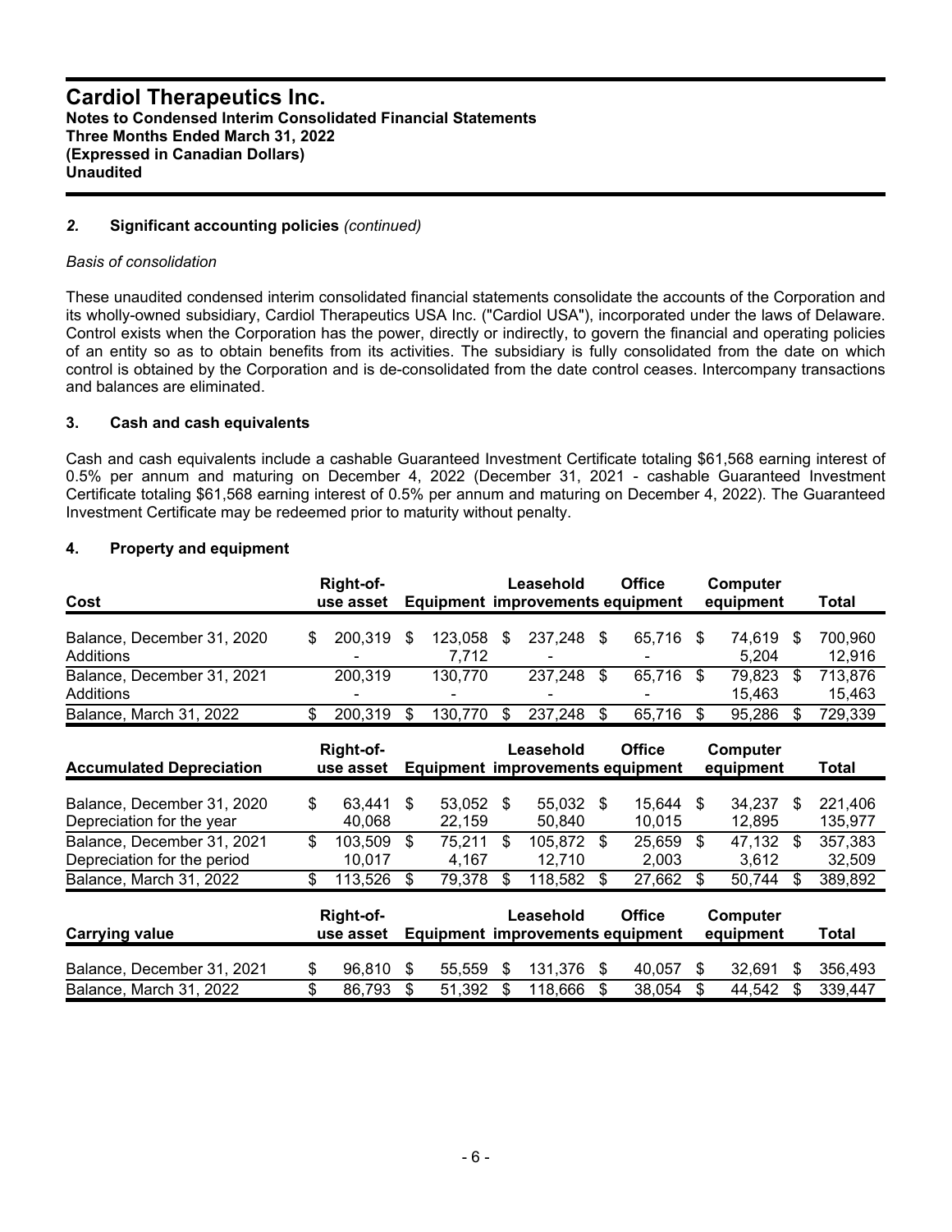### *2.* **Significant accounting policies** *(continued)*

*Basis of consolidation*

These unaudited condensed interim consolidated financial statements consolidate the accounts of the Corporation and its wholly-owned subsidiary, Cardiol Therapeutics USA Inc. ("Cardiol USA"), incorporated under the laws of Delaware. Control exists when the Corporation has the power, directly or indirectly, to govern the financial and operating policies of an entity so as to obtain benefits from its activities. The subsidiary is fully consolidated from the date on which control is obtained by the Corporation and is de-consolidated from the date control ceases. Intercompany transactions and balances are eliminated.

### 3. Cash and cash equivalents

Cash and cash equivalents include a cashable Guaranteed Investment Certificate totaling $61,568 earning interest of 0.5% per annum and maturing on December 4, 2022 (December 31, 2021 - cashable Guaranteed Investment Certificate totaling $61,568 earning interest of 0.5% per annum and maturing on December 4, 2022). The Guaranteed Investment Certificate may be redeemed prior to maturity without penalty.

### 4. Property and equipment

| Cost | Right-of-use asset | Equipment | Leasehold improvements | Office equipment | Computer equipment | Total |
|---|---|---|---|---|---|---|
| Balance, December 31, 2020 | $ 200,319 | $ 123,058 | $ 237,248 | $ 65,716 | $ 74,619 | $ 700,960 |
| Additions | - | 7,712 | - | - | 5,204 | 12,916 |
| Balance, December 31, 2021 | 200,319 | 130,770 | 237,248 | $ 65,716 | $ 79,823 | $ 713,876 |
| Additions | - | - | - | - | 15,463 | 15,463 |
| Balance, March 31, 2022 | $ 200,319 | $ 130,770 | $ 237,248 | $ 65,716 | $ 95,286 | $ 729,339 |

| Accumulated Depreciation | Right-of-use asset | Equipment | Leasehold improvements | Office equipment | Computer equipment | Total |
|---|---|---|---|---|---|---|
| Balance, December 31, 2020 | $ 63,441 | $ 53,052 | $ 55,032 | $ 15,644 | $ 34,237 | $ 221,406 |
| Depreciation for the year | 40,068 | 22,159 | 50,840 | 10,015 | 12,895 | 135,977 |
| Balance, December 31, 2021 | $ 103,509 | $ 75,211 | $ 105,872 | $ 25,659 | $ 47,132 | $ 357,383 |
| Depreciation for the period | 10,017 | 4,167 | 12,710 | 2,003 | 3,612 | 32,509 |
| Balance, March 31, 2022 | $ 113,526 | $ 79,378 | $ 118,582 | $ 27,662 | $ 50,744 | $ 389,892 |

| Carrying value | Right-of-use asset | Equipment | Leasehold improvements | Office equipment | Computer equipment | Total |
|---|---|---|---|---|---|---|
| Balance, December 31, 2021 | $ 96,810 | $ 55,559 | $ 131,376 | $ 40,057 | $ 32,691 | $ 356,493 |
| Balance, March 31, 2022 | $ 86,793 | $ 51,392 | $ 118,666 | $ 38,054 | $ 44,542 | $ 339,447 |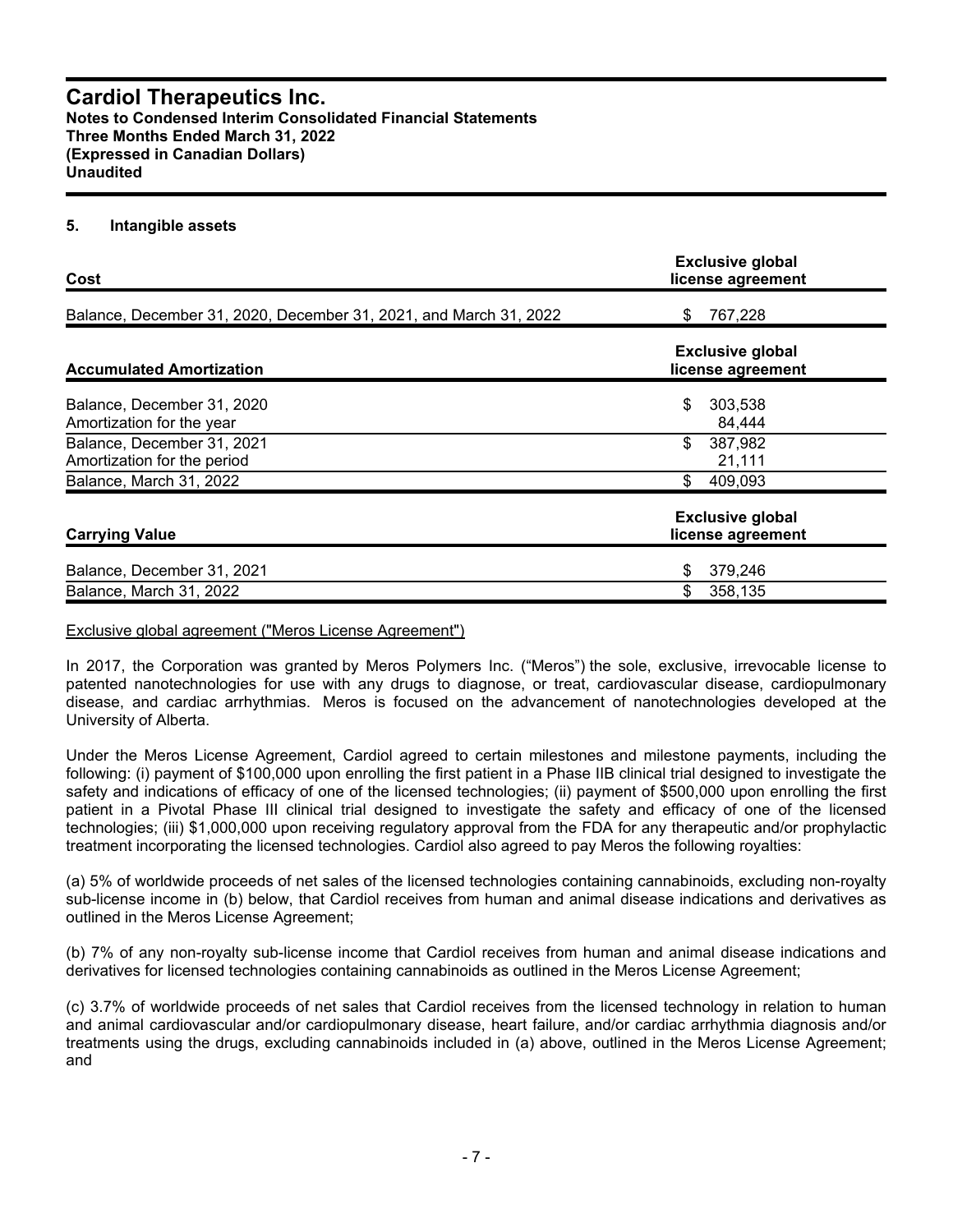### 5. Intangible assets

| Cost | Exclusive global license agreement |
|---|---|
| Balance, December 31, 2020, December 31, 2021, and March 31, 2022 | $ 767,228 |

| Accumulated Amortization | Exclusive global license agreement |
|---|---|
| Balance, December 31, 2020 | $ 303,538 |
| Amortization for the year | 84,444 |
| Balance, December 31, 2021 | $ 387,982 |
| Amortization for the period | 21,111 |
| Balance, March 31, 2022 | $ 409,093 |

| Carrying Value | Exclusive global license agreement |
|---|---|
| Balance, December 31, 2021 | $ 379,246 |
| Balance, March 31, 2022 | $ 358,135 |

Exclusive global agreement ("Meros License Agreement")

In 2017, the Corporation was granted by Meros Polymers Inc. ("Meros") the sole, exclusive, irrevocable license to patented nanotechnologies for use with any drugs to diagnose, or treat, cardiovascular disease, cardiopulmonary disease, and cardiac arrhythmias. Meros is focused on the advancement of nanotechnologies developed at the University of Alberta.

Under the Meros License Agreement, Cardiol agreed to certain milestones and milestone payments, including the following: (i) payment of $100,000 upon enrolling the first patient in a Phase IIB clinical trial designed to investigate the safety and indications of efficacy of one of the licensed technologies; (ii) payment of $500,000 upon enrolling the first patient in a Pivotal Phase III clinical trial designed to investigate the safety and efficacy of one of the licensed technologies; (iii) $1,000,000 upon receiving regulatory approval from the FDA for any therapeutic and/or prophylactic treatment incorporating the licensed technologies. Cardiol also agreed to pay Meros the following royalties:

(a) 5% of worldwide proceeds of net sales of the licensed technologies containing cannabinoids, excluding non-royalty sub-license income in (b) below, that Cardiol receives from human and animal disease indications and derivatives as outlined in the Meros License Agreement;

(b) 7% of any non-royalty sub-license income that Cardiol receives from human and animal disease indications and derivatives for licensed technologies containing cannabinoids as outlined in the Meros License Agreement;

(c) 3.7% of worldwide proceeds of net sales that Cardiol receives from the licensed technology in relation to human and animal cardiovascular and/or cardiopulmonary disease, heart failure, and/or cardiac arrhythmia diagnosis and/or treatments using the drugs, excluding cannabinoids included in (a) above, outlined in the Meros License Agreement; and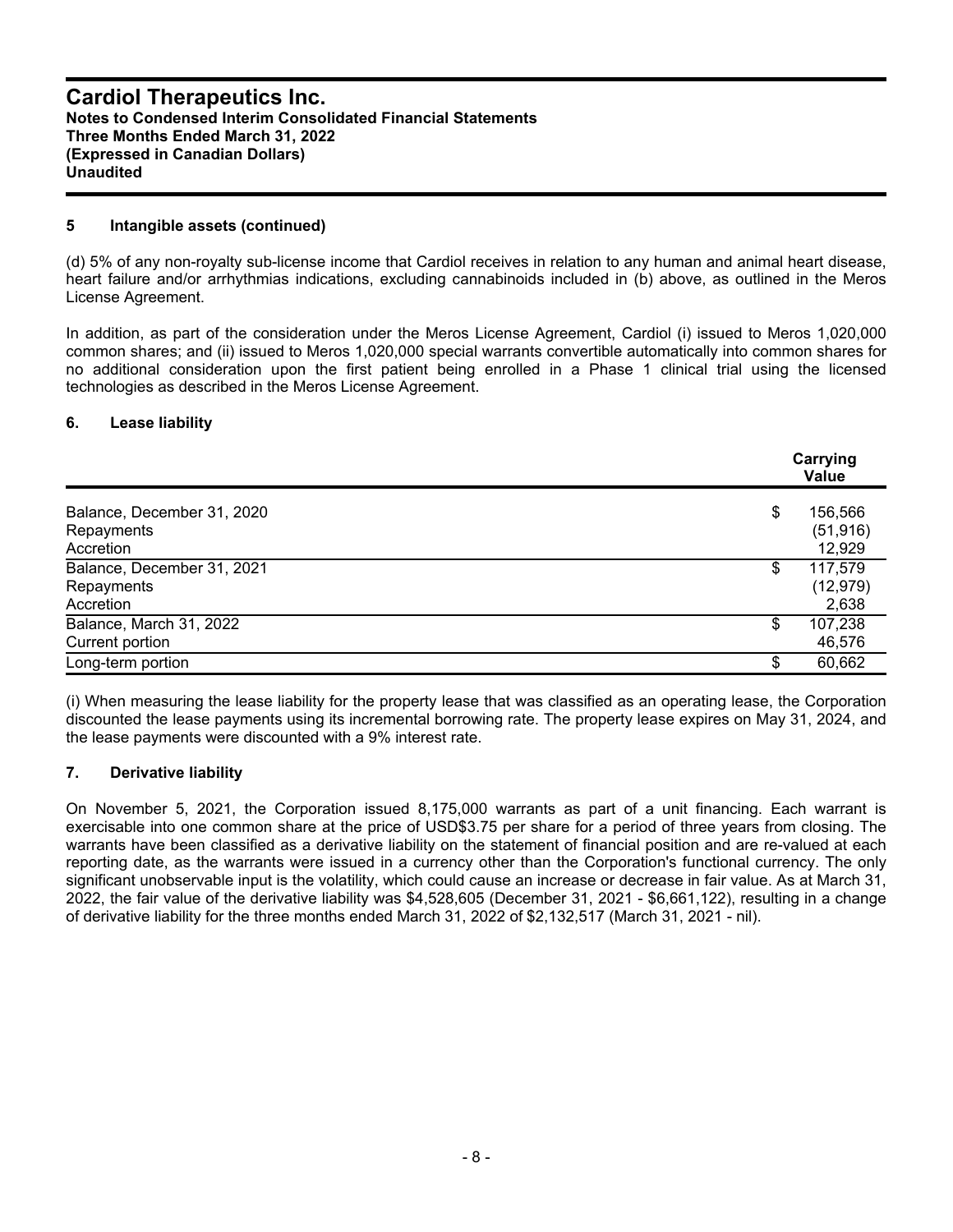### 5 Intangible assets (continued)

(d) 5% of any non-royalty sub-license income that Cardiol receives in relation to any human and animal heart disease, heart failure and/or arrhythmias indications, excluding cannabinoids included in (b) above, as outlined in the Meros License Agreement.

In addition, as part of the consideration under the Meros License Agreement, Cardiol (i) issued to Meros 1,020,000 common shares; and (ii) issued to Meros 1,020,000 special warrants convertible automatically into common shares for no additional consideration upon the first patient being enrolled in a Phase 1 clinical trial using the licensed technologies as described in the Meros License Agreement.

### 6. Lease liability

| | Carrying Value |
|---|---|
| Balance, December 31, 2020 | $ 156,566 |
| Repayments | (51,916) |
| Accretion | 12,929 |
| Balance, December 31, 2021 | $ 117,579 |
| Repayments | (12,979) |
| Accretion | 2,638 |
| Balance, March 31, 2022 | $ 107,238 |
| Current portion | 46,576 |
| Long-term portion | $ 60,662 |

(i) When measuring the lease liability for the property lease that was classified as an operating lease, the Corporation discounted the lease payments using its incremental borrowing rate. The property lease expires on May 31, 2024, and the lease payments were discounted with a 9% interest rate.

### 7. Derivative liability

On November 5, 2021, the Corporation issued 8,175,000 warrants as part of a unit financing. Each warrant is exercisable into one common share at the price of USD$3.75 per share for a period of three years from closing. The warrants have been classified as a derivative liability on the statement of financial position and are re-valued at each reporting date, as the warrants were issued in a currency other than the Corporation's functional currency. The only significant unobservable input is the volatility, which could cause an increase or decrease in fair value. As at March 31, 2022, the fair value of the derivative liability was $4,528,605 (December 31, 2021 - $6,661,122), resulting in a change of derivative liability for the three months ended March 31, 2022 of $2,132,517 (March 31, 2021 - nil).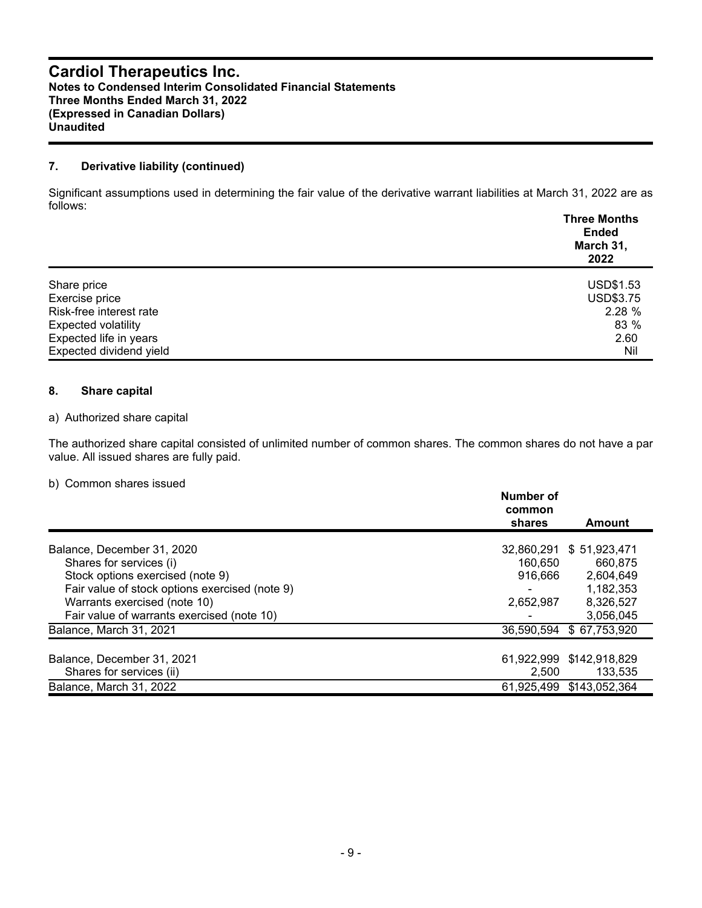## 7. Derivative liability (continued)

Significant assumptions used in determining the fair value of the derivative warrant liabilities at March 31, 2022 are as follows:

| | Three Months Ended March 31, 2022 |
|---|---|
| Share price | USD$1.53 |
| Exercise price | USD$3.75 |
| Risk-free interest rate | 2.28 % |
| Expected volatility | 83 % |
| Expected life in years | 2.60 |
| Expected dividend yield | Nil |

## 8. Share capital

a) Authorized share capital

The authorized share capital consisted of unlimited number of common shares. The common shares do not have a par value. All issued shares are fully paid.

b) Common shares issued

| | Number of common shares | Amount |
|---|---|---|
| Balance, December 31, 2020 | 32,860,291 | $ 51,923,471 |
| Shares for services (i) | 160,650 | 660,875 |
| Stock options exercised (note 9) | 916,666 | 2,604,649 |
| Fair value of stock options exercised (note 9) | - | 1,182,353 |
| Warrants exercised (note 10) | 2,652,987 | 8,326,527 |
| Fair value of warrants exercised (note 10) | - | 3,056,045 |
| Balance, March 31, 2021 | 36,590,594 | $ 67,753,920 |
| | | |
| Balance, December 31, 2021 | 61,922,999 | $142,918,829 |
| Shares for services (ii) | 2,500 | 133,535 |
| Balance, March 31, 2022 | 61,925,499 | $143,052,364 |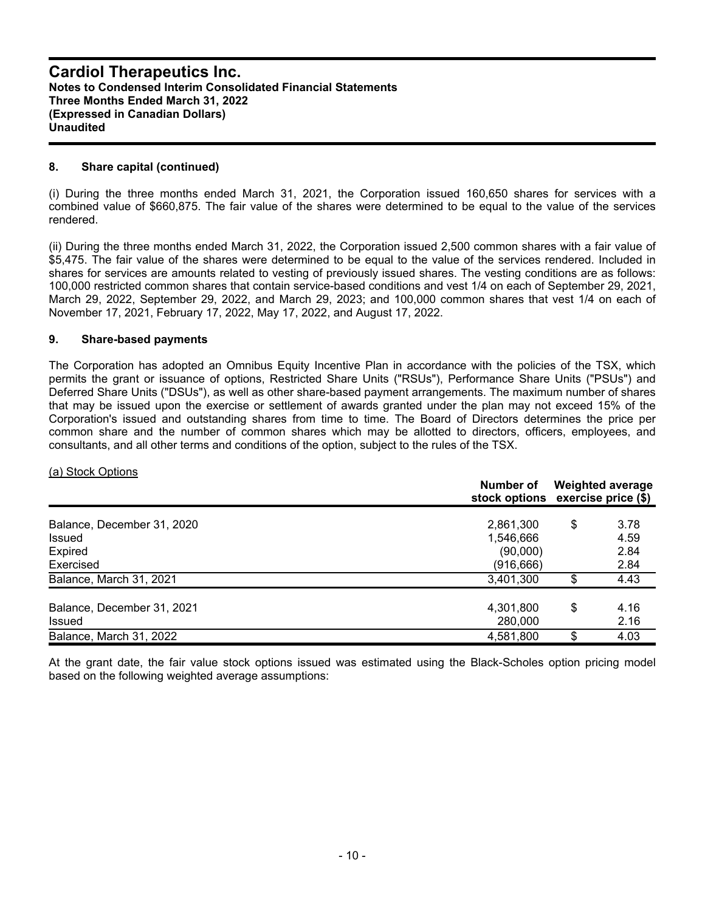## 8. Share capital (continued)

(i) During the three months ended March 31, 2021, the Corporation issued 160,650 shares for services with a combined value of $660,875. The fair value of the shares were determined to be equal to the value of the services rendered.

(ii) During the three months ended March 31, 2022, the Corporation issued 2,500 common shares with a fair value of $5,475. The fair value of the shares were determined to be equal to the value of the services rendered. Included in shares for services are amounts related to vesting of previously issued shares. The vesting conditions are as follows: 100,000 restricted common shares that contain service-based conditions and vest 1/4 on each of September 29, 2021, March 29, 2022, September 29, 2022, and March 29, 2023; and 100,000 common shares that vest 1/4 on each of November 17, 2021, February 17, 2022, May 17, 2022, and August 17, 2022.

## 9. Share-based payments

The Corporation has adopted an Omnibus Equity Incentive Plan in accordance with the policies of the TSX, which permits the grant or issuance of options, Restricted Share Units ("RSUs"), Performance Share Units ("PSUs") and Deferred Share Units ("DSUs"), as well as other share-based payment arrangements. The maximum number of shares that may be issued upon the exercise or settlement of awards granted under the plan may not exceed 15% of the Corporation's issued and outstanding shares from time to time. The Board of Directors determines the price per common share and the number of common shares which may be allotted to directors, officers, employees, and consultants, and all other terms and conditions of the option, subject to the rules of the TSX.

(a) Stock Options

| | Number of stock options | Weighted average exercise price ($) |
|---|---|---|
| Balance, December 31, 2020 | 2,861,300 | $ 3.78 |
| Issued | 1,546,666 | 4.59 |
| Expired | (90,000) | 2.84 |
| Exercised | (916,666) | 2.84 |
| Balance, March 31, 2021 | 3,401,300 | $ 4.43 |
| | | |
| Balance, December 31, 2021 | 4,301,800 | $ 4.16 |
| Issued | 280,000 | 2.16 |
| Balance, March 31, 2022 | 4,581,800 | $ 4.03 |

At the grant date, the fair value stock options issued was estimated using the Black-Scholes option pricing model based on the following weighted average assumptions: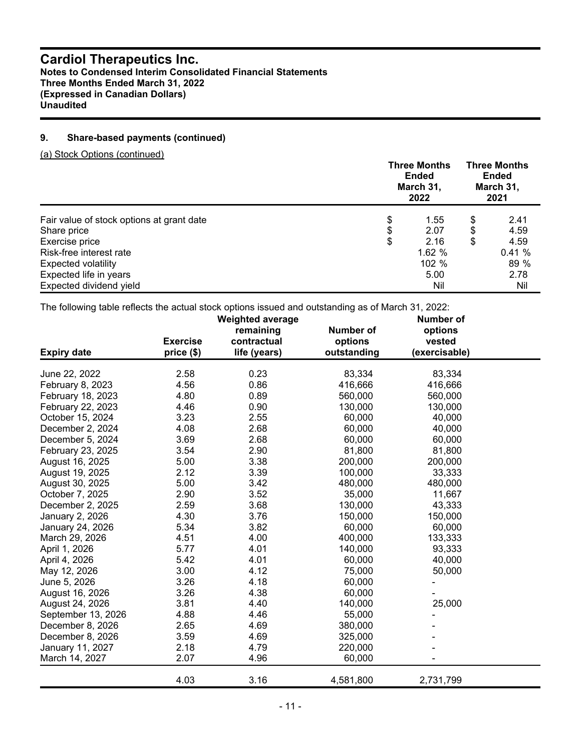# Cardiol Therapeutics Inc.

**Notes to Condensed Interim Consolidated Financial Statements**
**Three Months Ended March 31, 2022**
**(Expressed in Canadian Dollars)**
**Unaudited**

## 9. Share-based payments (continued)

(a) Stock Options (continued)

| | Three Months Ended March 31, 2022 | Three Months Ended March 31, 2021 |
|---|---|---|
| Fair value of stock options at grant date | $ 1.55 | $ 2.41 |
| Share price | $ 2.07 | $ 4.59 |
| Exercise price | $ 2.16 | $ 4.59 |
| Risk-free interest rate | 1.62 % | 0.41 % |
| Expected volatility | 102 % | 89 % |
| Expected life in years | 5.00 | 2.78 |
| Expected dividend yield | Nil | Nil |

The following table reflects the actual stock options issued and outstanding as of March 31, 2022:

| Expiry date | Exercise price ($) | Weighted average remaining contractual life (years) | Number of options outstanding | Number of options vested (exercisable) |
|---|---|---|---|---|
| June 22, 2022 | 2.58 | 0.23 | 83,334 | 83,334 |
| February 8, 2023 | 4.56 | 0.86 | 416,666 | 416,666 |
| February 18, 2023 | 4.80 | 0.89 | 560,000 | 560,000 |
| February 22, 2023 | 4.46 | 0.90 | 130,000 | 130,000 |
| October 15, 2024 | 3.23 | 2.55 | 60,000 | 40,000 |
| December 2, 2024 | 4.08 | 2.68 | 60,000 | 40,000 |
| December 5, 2024 | 3.69 | 2.68 | 60,000 | 60,000 |
| February 23, 2025 | 3.54 | 2.90 | 81,800 | 81,800 |
| August 16, 2025 | 5.00 | 3.38 | 200,000 | 200,000 |
| August 19, 2025 | 2.12 | 3.39 | 100,000 | 33,333 |
| August 30, 2025 | 5.00 | 3.42 | 480,000 | 480,000 |
| October 7, 2025 | 2.90 | 3.52 | 35,000 | 11,667 |
| December 2, 2025 | 2.59 | 3.68 | 130,000 | 43,333 |
| January 2, 2026 | 4.30 | 3.76 | 150,000 | 150,000 |
| January 24, 2026 | 5.34 | 3.82 | 60,000 | 60,000 |
| March 29, 2026 | 4.51 | 4.00 | 400,000 | 133,333 |
| April 1, 2026 | 5.77 | 4.01 | 140,000 | 93,333 |
| April 4, 2026 | 5.42 | 4.01 | 60,000 | 40,000 |
| May 12, 2026 | 3.00 | 4.12 | 75,000 | 50,000 |
| June 5, 2026 | 3.26 | 4.18 | 60,000 | - |
| August 16, 2026 | 3.26 | 4.38 | 60,000 | - |
| August 24, 2026 | 3.81 | 4.40 | 140,000 | 25,000 |
| September 13, 2026 | 4.88 | 4.46 | 55,000 | - |
| December 8, 2026 | 2.65 | 4.69 | 380,000 | - |
| December 8, 2026 | 3.59 | 4.69 | 325,000 | - |
| January 11, 2027 | 2.18 | 4.79 | 220,000 | - |
| March 14, 2027 | 2.07 | 4.96 | 60,000 | - |
| | 4.03 | 3.16 | 4,581,800 | 2,731,799 |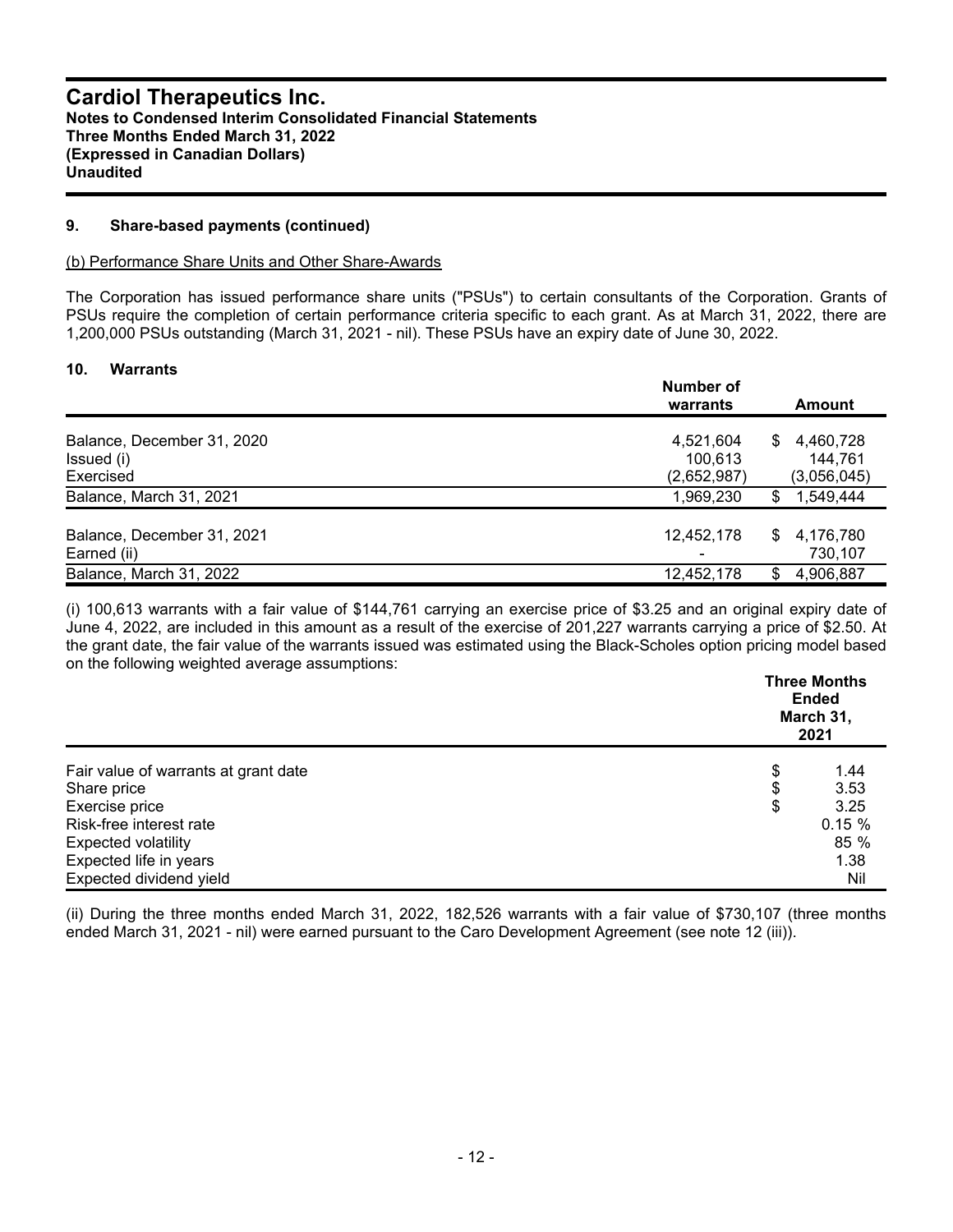### 9. Share-based payments (continued)

(b) Performance Share Units and Other Share-Awards

The Corporation has issued performance share units ("PSUs") to certain consultants of the Corporation. Grants of PSUs require the completion of certain performance criteria specific to each grant. As at March 31, 2022, there are 1,200,000 PSUs outstanding (March 31, 2021 - nil). These PSUs have an expiry date of June 30, 2022.

### 10. Warrants

| | Number of warrants | Amount |
|---|---|---|
| Balance, December 31, 2020 | 4,521,604 | $ 4,460,728 |
| Issued (i) | 100,613 | 144,761 |
| Exercised | (2,652,987) | (3,056,045) |
| Balance, March 31, 2021 | 1,969,230 | $ 1,549,444 |
| | | |
| Balance, December 31, 2021 | 12,452,178 | $ 4,176,780 |
| Earned (ii) | - | 730,107 |
| Balance, March 31, 2022 | 12,452,178 | $ 4,906,887 |

(i) 100,613 warrants with a fair value of $144,761 carrying an exercise price of $3.25 and an original expiry date of June 4, 2022, are included in this amount as a result of the exercise of 201,227 warrants carrying a price of $2.50. At the grant date, the fair value of the warrants issued was estimated using the Black-Scholes option pricing model based on the following weighted average assumptions:

| | Three Months Ended March 31, 2021 |
|---|---|
| Fair value of warrants at grant date | $ 1.44 |
| Share price | $ 3.53 |
| Exercise price | $ 3.25 |
| Risk-free interest rate | 0.15 % |
| Expected volatility | 85 % |
| Expected life in years | 1.38 |
| Expected dividend yield | Nil |

(ii) During the three months ended March 31, 2022, 182,526 warrants with a fair value of $730,107 (three months ended March 31, 2021 - nil) were earned pursuant to the Caro Development Agreement (see note 12 (iii)).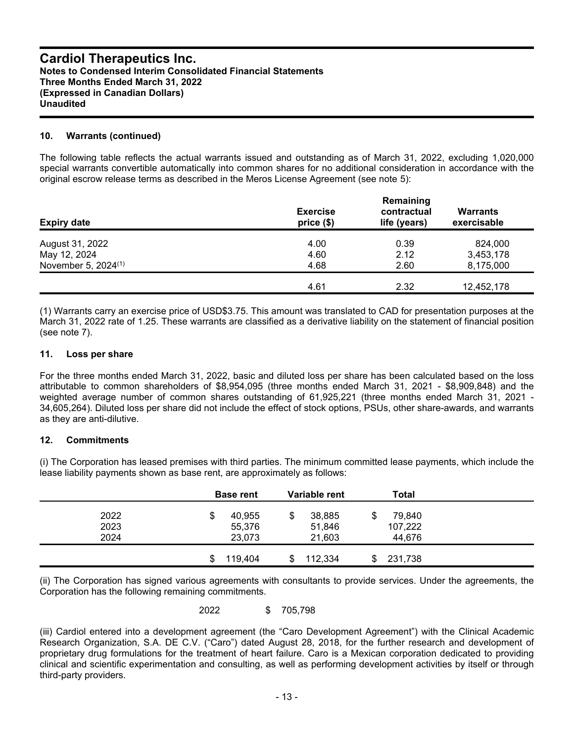## 10. Warrants (continued)

The following table reflects the actual warrants issued and outstanding as of March 31, 2022, excluding 1,020,000 special warrants convertible automatically into common shares for no additional consideration in accordance with the original escrow release terms as described in the Meros License Agreement (see note 5):

| Expiry date | Exercise price ($) | Remaining contractual life (years) | Warrants exercisable |
|---|---|---|---|
| August 31, 2022 | 4.00 | 0.39 | 824,000 |
| May 12, 2024 | 4.60 | 2.12 | 3,453,178 |
| November 5, 2024[(1)] | 4.68 | 2.60 | 8,175,000 |
| | 4.61 | 2.32 | 12,452,178 |

(1) Warrants carry an exercise price of USD$3.75. This amount was translated to CAD for presentation purposes at the March 31, 2022 rate of 1.25. These warrants are classified as a derivative liability on the statement of financial position (see note 7).

## 11. Loss per share

For the three months ended March 31, 2022, basic and diluted loss per share has been calculated based on the loss attributable to common shareholders of $8,954,095 (three months ended March 31, 2021 - $8,909,848) and the weighted average number of common shares outstanding of 61,925,221 (three months ended March 31, 2021 - 34,605,264). Diluted loss per share did not include the effect of stock options, PSUs, other share-awards, and warrants as they are anti-dilutive.

## 12. Commitments

(i) The Corporation has leased premises with third parties. The minimum committed lease payments, which include the lease liability payments shown as base rent, are approximately as follows:

| | Base rent | Variable rent | Total |
|---|---|---|---|
| 2022 | $ 40,955 | $ 38,885 | $ 79,840 |
| 2023 | 55,376 | 51,846 | 107,222 |
| 2024 | 23,073 | 21,603 | 44,676 |
| | $ 119,404 | $ 112,334 | $ 231,738 |

(ii) The Corporation has signed various agreements with consultants to provide services. Under the agreements, the Corporation has the following remaining commitments.

| | |
|---|---|
| 2022 | $ 705,798 |

(iii) Cardiol entered into a development agreement (the "Caro Development Agreement") with the Clinical Academic Research Organization, S.A. DE C.V. ("Caro") dated August 28, 2018, for the further research and development of proprietary drug formulations for the treatment of heart failure. Caro is a Mexican corporation dedicated to providing clinical and scientific experimentation and consulting, as well as performing development activities by itself or through third-party providers.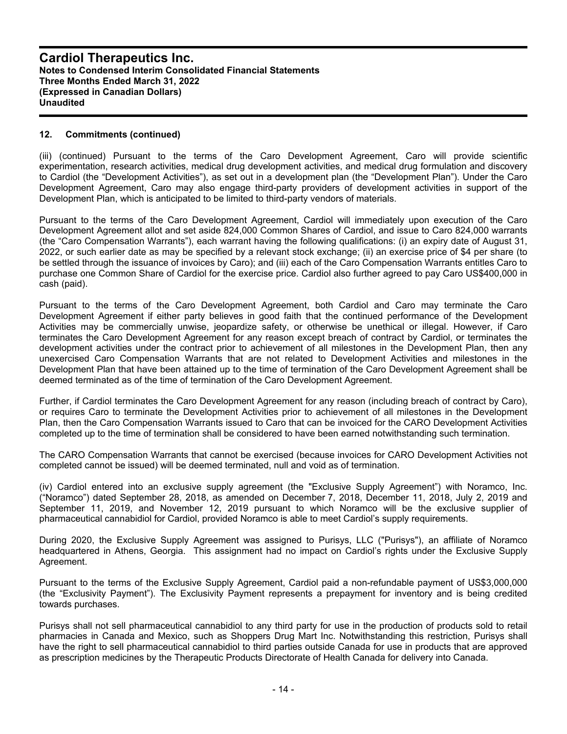## 12. Commitments (continued)

(iii) (continued) Pursuant to the terms of the Caro Development Agreement, Caro will provide scientific experimentation, research activities, medical drug development activities, and medical drug formulation and discovery to Cardiol (the "Development Activities"), as set out in a development plan (the "Development Plan"). Under the Caro Development Agreement, Caro may also engage third-party providers of development activities in support of the Development Plan, which is anticipated to be limited to third-party vendors of materials.

Pursuant to the terms of the Caro Development Agreement, Cardiol will immediately upon execution of the Caro Development Agreement allot and set aside 824,000 Common Shares of Cardiol, and issue to Caro 824,000 warrants (the "Caro Compensation Warrants"), each warrant having the following qualifications: (i) an expiry date of August 31, 2022, or such earlier date as may be specified by a relevant stock exchange; (ii) an exercise price of $4 per share (to be settled through the issuance of invoices by Caro); and (iii) each of the Caro Compensation Warrants entitles Caro to purchase one Common Share of Cardiol for the exercise price. Cardiol also further agreed to pay Caro US$400,000 in cash (paid).

Pursuant to the terms of the Caro Development Agreement, both Cardiol and Caro may terminate the Caro Development Agreement if either party believes in good faith that the continued performance of the Development Activities may be commercially unwise, jeopardize safety, or otherwise be unethical or illegal. However, if Caro terminates the Caro Development Agreement for any reason except breach of contract by Cardiol, or terminates the development activities under the contract prior to achievement of all milestones in the Development Plan, then any unexercised Caro Compensation Warrants that are not related to Development Activities and milestones in the Development Plan that have been attained up to the time of termination of the Caro Development Agreement shall be deemed terminated as of the time of termination of the Caro Development Agreement.

Further, if Cardiol terminates the Caro Development Agreement for any reason (including breach of contract by Caro), or requires Caro to terminate the Development Activities prior to achievement of all milestones in the Development Plan, then the Caro Compensation Warrants issued to Caro that can be invoiced for the CARO Development Activities completed up to the time of termination shall be considered to have been earned notwithstanding such termination.

The CARO Compensation Warrants that cannot be exercised (because invoices for CARO Development Activities not completed cannot be issued) will be deemed terminated, null and void as of termination.

(iv) Cardiol entered into an exclusive supply agreement (the "Exclusive Supply Agreement") with Noramco, Inc. ("Noramco") dated September 28, 2018, as amended on December 7, 2018, December 11, 2018, July 2, 2019 and September 11, 2019, and November 12, 2019 pursuant to which Noramco will be the exclusive supplier of pharmaceutical cannabidiol for Cardiol, provided Noramco is able to meet Cardiol's supply requirements.

During 2020, the Exclusive Supply Agreement was assigned to Purisys, LLC ("Purisys"), an affiliate of Noramco headquartered in Athens, Georgia. This assignment had no impact on Cardiol's rights under the Exclusive Supply Agreement.

Pursuant to the terms of the Exclusive Supply Agreement, Cardiol paid a non-refundable payment of US$3,000,000 (the "Exclusivity Payment"). The Exclusivity Payment represents a prepayment for inventory and is being credited towards purchases.

Purisys shall not sell pharmaceutical cannabidiol to any third party for use in the production of products sold to retail pharmacies in Canada and Mexico, such as Shoppers Drug Mart Inc. Notwithstanding this restriction, Purisys shall have the right to sell pharmaceutical cannabidiol to third parties outside Canada for use in products that are approved as prescription medicines by the Therapeutic Products Directorate of Health Canada for delivery into Canada.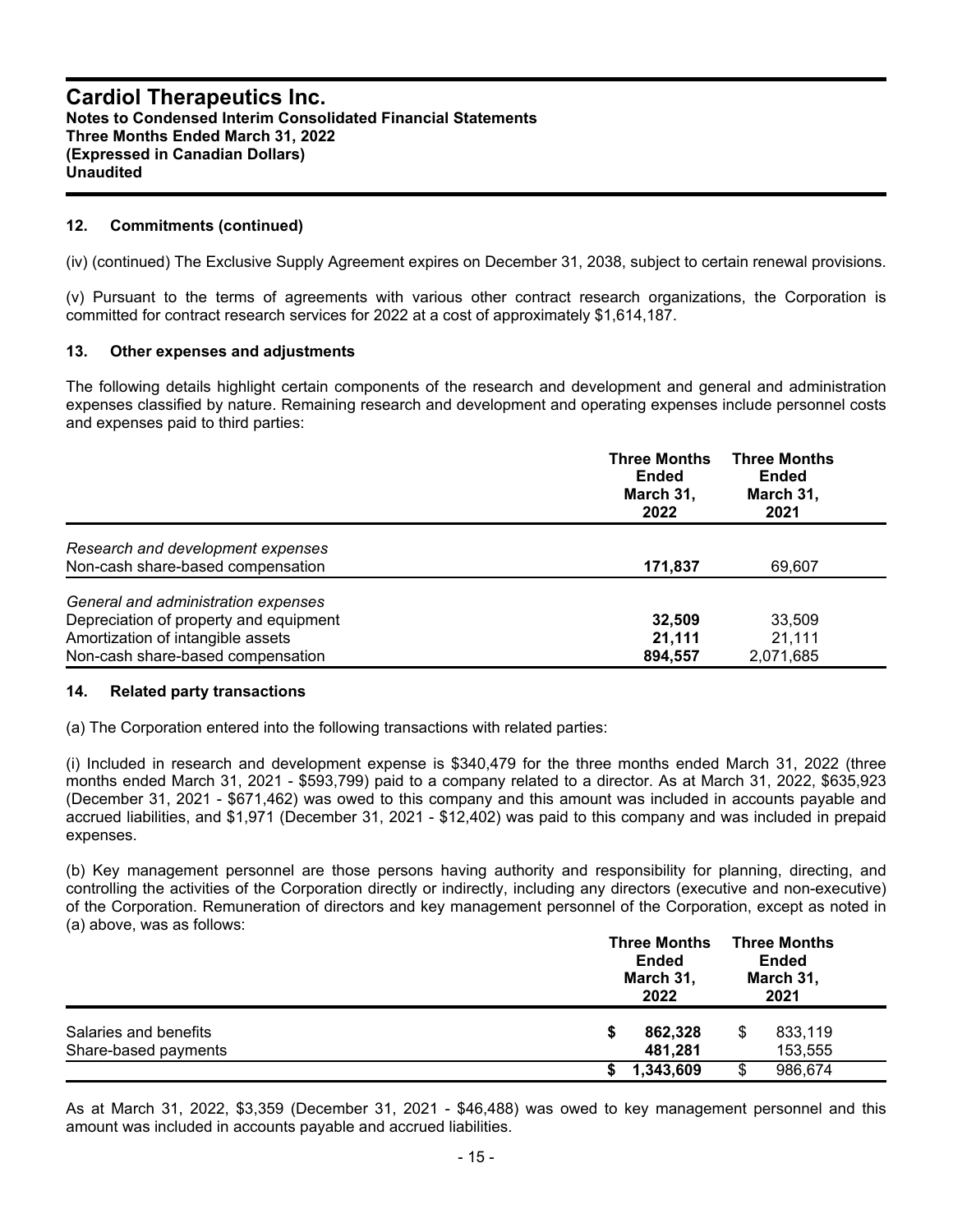## 12. Commitments (continued)

(iv) (continued) The Exclusive Supply Agreement expires on December 31, 2038, subject to certain renewal provisions.

(v) Pursuant to the terms of agreements with various other contract research organizations, the Corporation is committed for contract research services for 2022 at a cost of approximately $1,614,187.

## 13. Other expenses and adjustments

The following details highlight certain components of the research and development and general and administration expenses classified by nature. Remaining research and development and operating expenses include personnel costs and expenses paid to third parties:

| | Three Months Ended March 31, 2022 | Three Months Ended March 31, 2021 |
|---|---|---|
| *Research and development expenses* | | |
| Non-cash share-based compensation | **171,837** | 69,607 |
| *General and administration expenses* | | |
| Depreciation of property and equipment | **32,509** | 33,509 |
| Amortization of intangible assets | **21,111** | 21,111 |
| Non-cash share-based compensation | **894,557** | 2,071,685 |

## 14. Related party transactions

(a) The Corporation entered into the following transactions with related parties:

(i) Included in research and development expense is $340,479 for the three months ended March 31, 2022 (three months ended March 31, 2021 - $593,799) paid to a company related to a director. As at March 31, 2022, $635,923 (December 31, 2021 - $671,462) was owed to this company and this amount was included in accounts payable and accrued liabilities, and $1,971 (December 31, 2021 - $12,402) was paid to this company and was included in prepaid expenses.

(b) Key management personnel are those persons having authority and responsibility for planning, directing, and controlling the activities of the Corporation directly or indirectly, including any directors (executive and non-executive) of the Corporation. Remuneration of directors and key management personnel of the Corporation, except as noted in (a) above, was as follows:

| | Three Months Ended March 31, 2022 | Three Months Ended March 31, 2021 |
|---|---|---|
| Salaries and benefits | **$ 862,328** | $ 833,119 |
| Share-based payments | **481,281** | 153,555 |
| | **$ 1,343,609** | $ 986,674 |

As at March 31, 2022, $3,359 (December 31, 2021 - $46,488) was owed to key management personnel and this amount was included in accounts payable and accrued liabilities.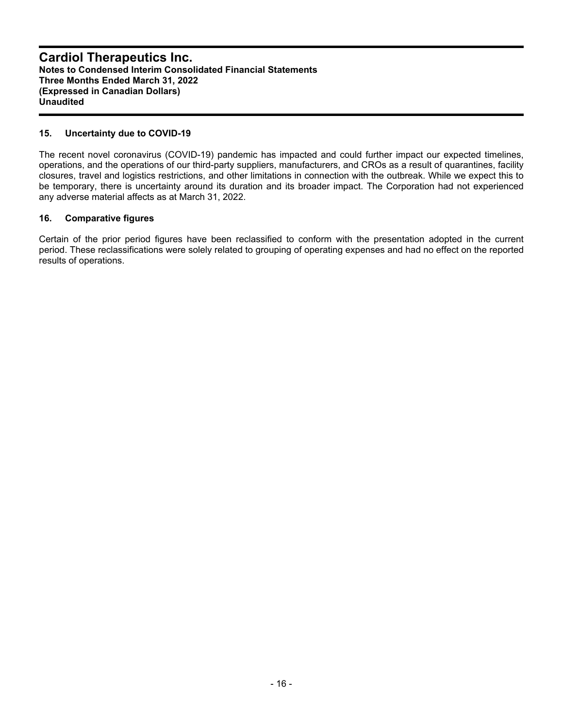## 15. Uncertainty due to COVID-19

The recent novel coronavirus (COVID-19) pandemic has impacted and could further impact our expected timelines, operations, and the operations of our third-party suppliers, manufacturers, and CROs as a result of quarantines, facility closures, travel and logistics restrictions, and other limitations in connection with the outbreak. While we expect this to be temporary, there is uncertainty around its duration and its broader impact. The Corporation had not experienced any adverse material affects as at March 31, 2022.

## 16. Comparative figures

Certain of the prior period figures have been reclassified to conform with the presentation adopted in the current period. These reclassifications were solely related to grouping of operating expenses and had no effect on the reported results of operations.